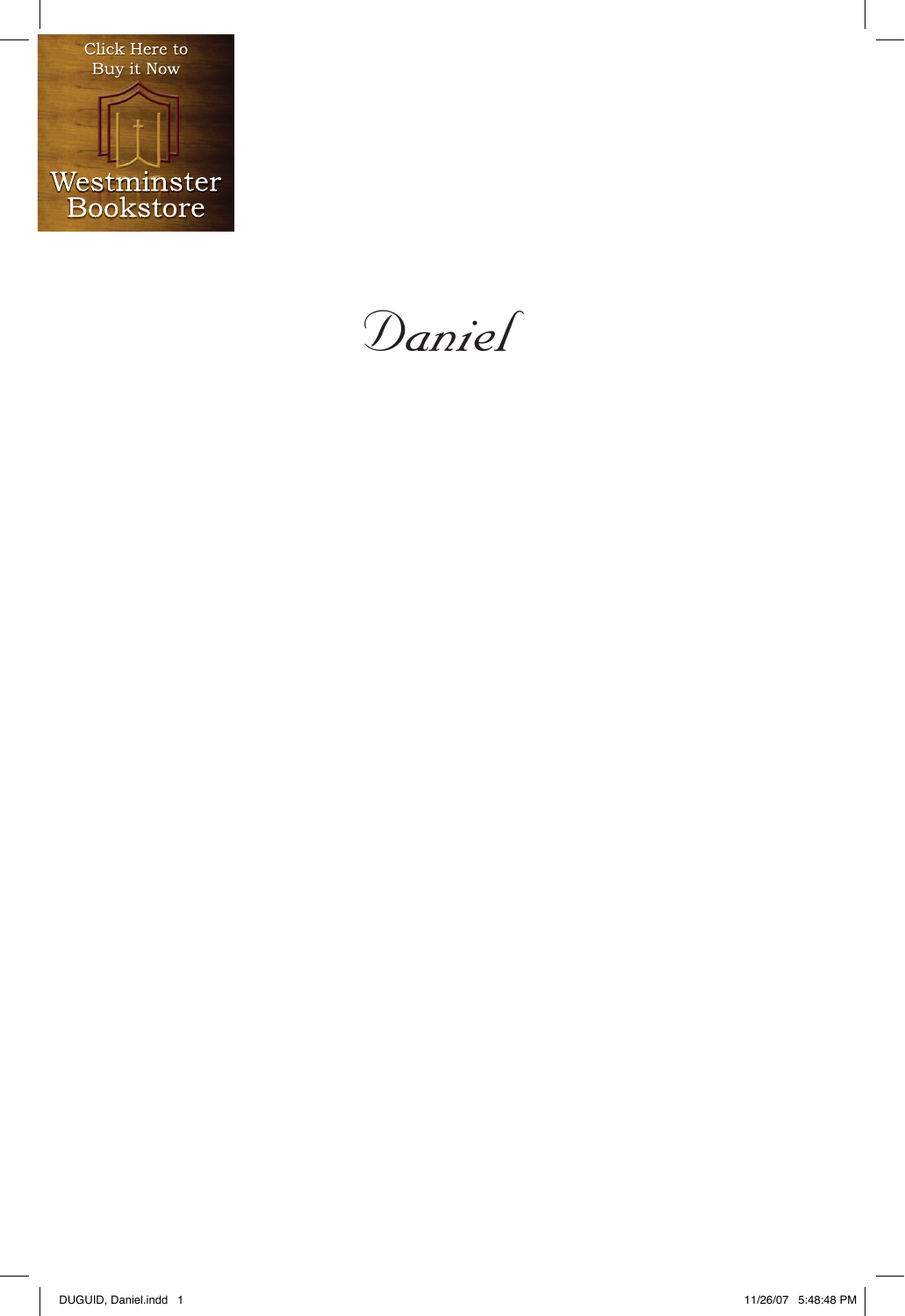Click Here to Buy it Now

Westminster Bookstore

# *Daniel*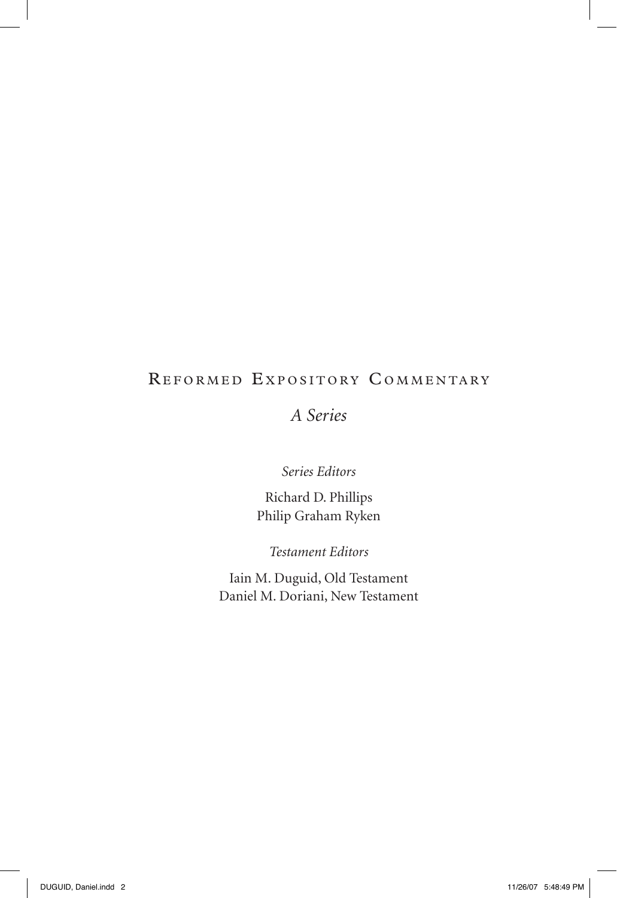# Reformed Expository Commentary

*A Series*

*Series Editors*

Richard D. Phillips
Philip Graham Ryken

*Testament Editors*

Iain M. Duguid, Old Testament
Daniel M. Doriani, New Testament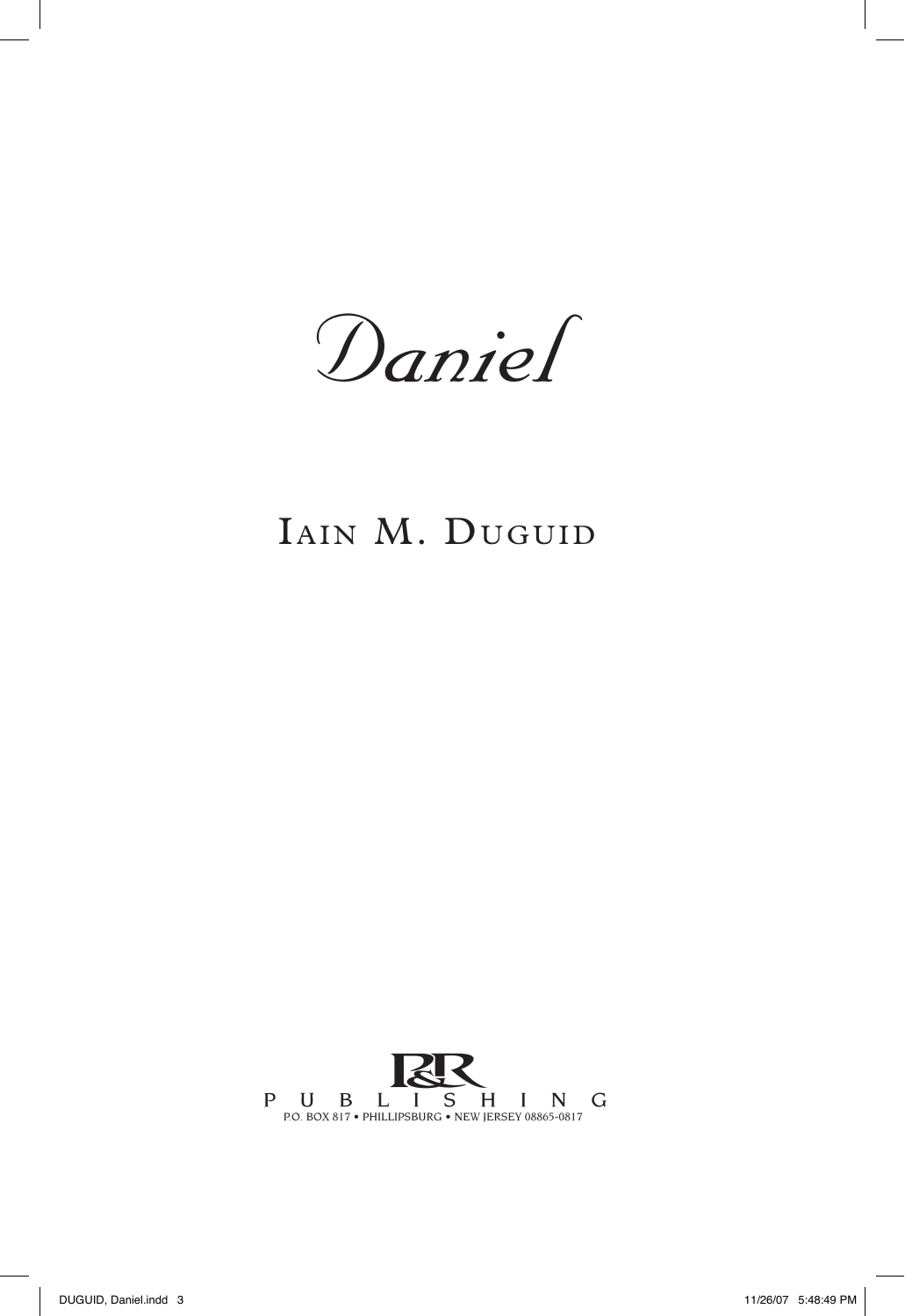# *Daniel*

## Iain M. Duguid

P&R PUBLISHING

P.O. BOX 817 • PHILLIPSBURG • NEW JERSEY 08865-0817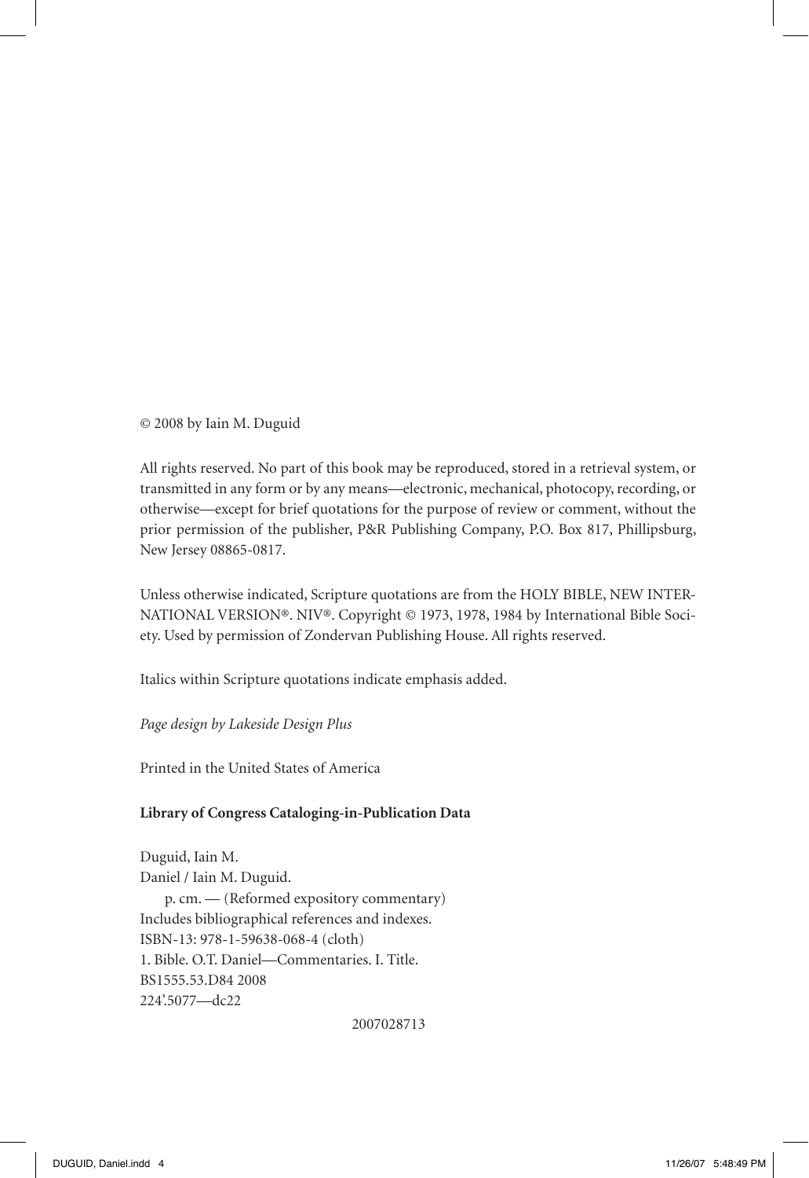© 2008 by Iain M. Duguid

All rights reserved. No part of this book may be reproduced, stored in a retrieval system, or transmitted in any form or by any means—electronic, mechanical, photocopy, recording, or otherwise—except for brief quotations for the purpose of review or comment, without the prior permission of the publisher, P&R Publishing Company, P.O. Box 817, Phillipsburg, New Jersey 08865-0817.

Unless otherwise indicated, Scripture quotations are from the HOLY BIBLE, NEW INTERNATIONAL VERSION®. NIV®. Copyright © 1973, 1978, 1984 by International Bible Society. Used by permission of Zondervan Publishing House. All rights reserved.

Italics within Scripture quotations indicate emphasis added.

*Page design by Lakeside Design Plus*

Printed in the United States of America

**Library of Congress Cataloging-in-Publication Data**

Duguid, Iain M.  
Daniel / Iain M. Duguid.  
p. cm. — (Reformed expository commentary)  
Includes bibliographical references and indexes.  
ISBN-13: 978-1-59638-068-4 (cloth)  
1. Bible. O.T. Daniel—Commentaries. I. Title.  
BS1555.53.D84 2008  
224'.5077—dc22

2007028713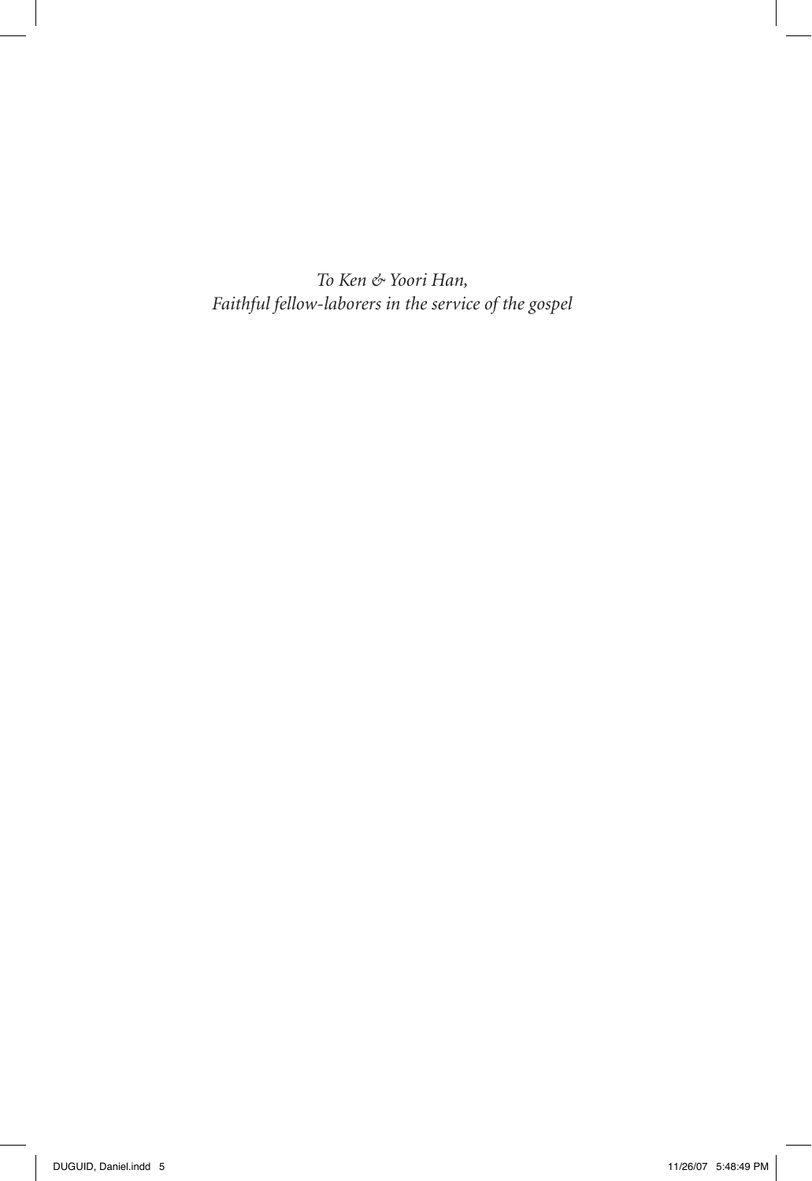*To Ken & Yoori Han,*
*Faithful fellow-laborers in the service of the gospel*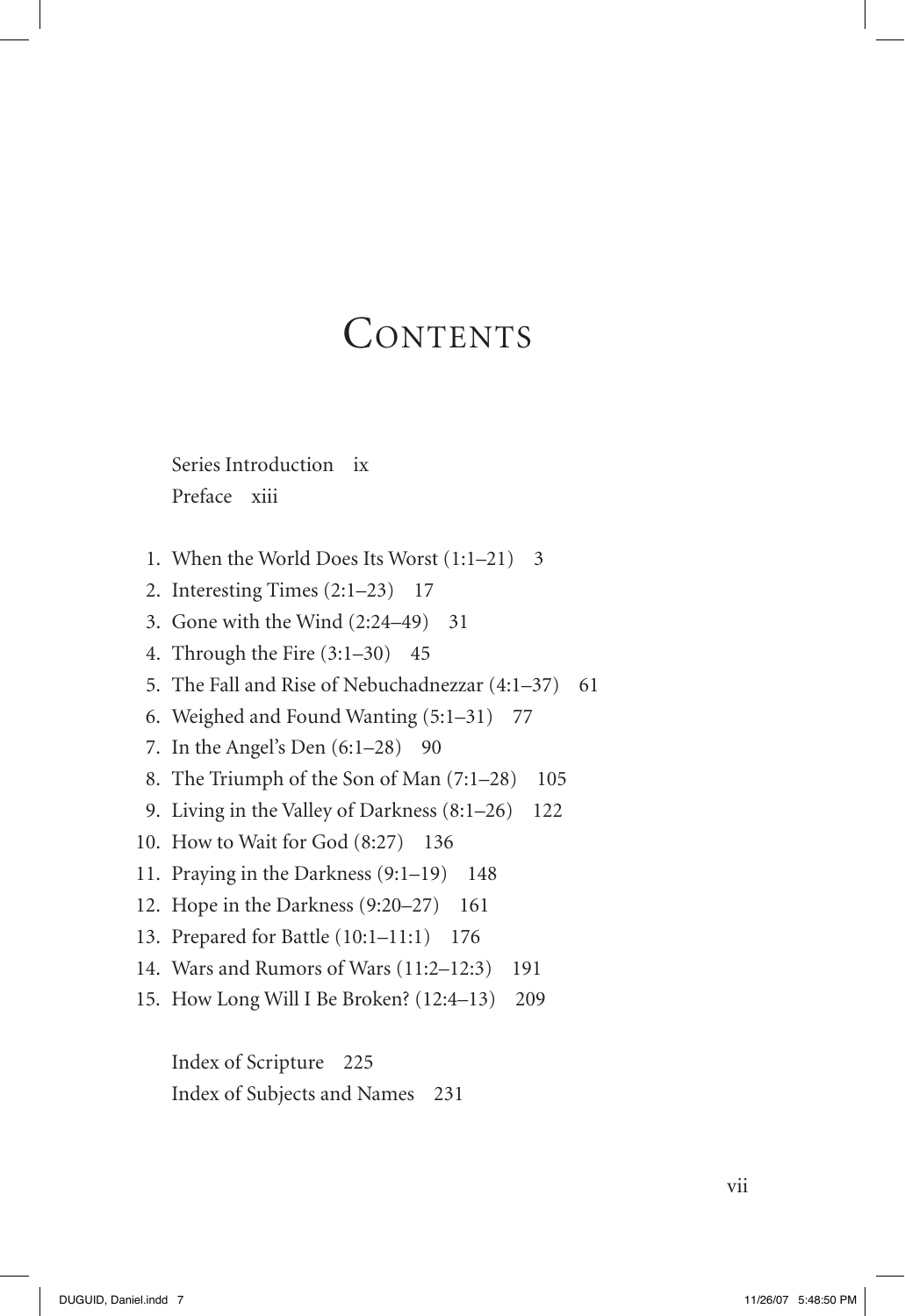# Contents

Series Introduction ix

Preface xiii

1. When the World Does Its Worst (1:1–21) 3
2. Interesting Times (2:1–23) 17
3. Gone with the Wind (2:24–49) 31
4. Through the Fire (3:1–30) 45
5. The Fall and Rise of Nebuchadnezzar (4:1–37) 61
6. Weighed and Found Wanting (5:1–31) 77
7. In the Angel's Den (6:1–28) 90
8. The Triumph of the Son of Man (7:1–28) 105
9. Living in the Valley of Darkness (8:1–26) 122
10. How to Wait for God (8:27) 136
11. Praying in the Darkness (9:1–19) 148
12. Hope in the Darkness (9:20–27) 161
13. Prepared for Battle (10:1–11:1) 176
14. Wars and Rumors of Wars (11:2–12:3) 191
15. How Long Will I Be Broken? (12:4–13) 209

Index of Scripture 225

Index of Subjects and Names 231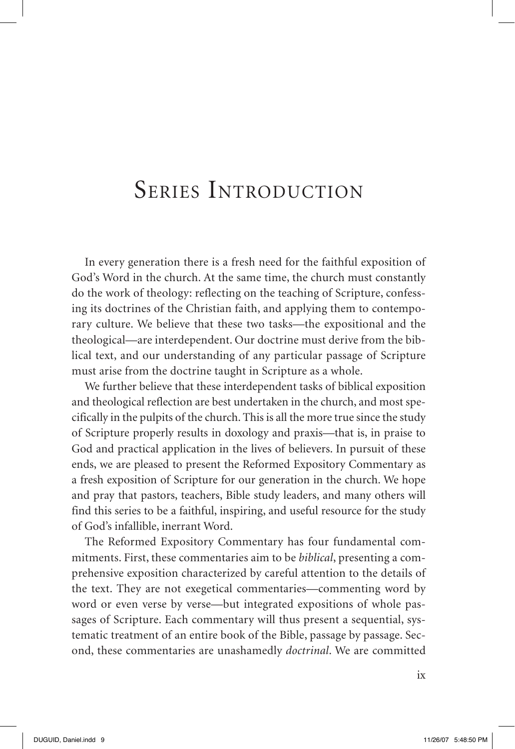# Series Introduction

In every generation there is a fresh need for the faithful exposition of God's Word in the church. At the same time, the church must constantly do the work of theology: reflecting on the teaching of Scripture, confessing its doctrines of the Christian faith, and applying them to contemporary culture. We believe that these two tasks—the expositional and the theological—are interdependent. Our doctrine must derive from the biblical text, and our understanding of any particular passage of Scripture must arise from the doctrine taught in Scripture as a whole.

We further believe that these interdependent tasks of biblical exposition and theological reflection are best undertaken in the church, and most specifically in the pulpits of the church. This is all the more true since the study of Scripture properly results in doxology and praxis—that is, in praise to God and practical application in the lives of believers. In pursuit of these ends, we are pleased to present the Reformed Expository Commentary as a fresh exposition of Scripture for our generation in the church. We hope and pray that pastors, teachers, Bible study leaders, and many others will find this series to be a faithful, inspiring, and useful resource for the study of God's infallible, inerrant Word.

The Reformed Expository Commentary has four fundamental commitments. First, these commentaries aim to be *biblical*, presenting a comprehensive exposition characterized by careful attention to the details of the text. They are not exegetical commentaries—commenting word by word or even verse by verse—but integrated expositions of whole passages of Scripture. Each commentary will thus present a sequential, systematic treatment of an entire book of the Bible, passage by passage. Second, these commentaries are unashamedly *doctrinal*. We are committed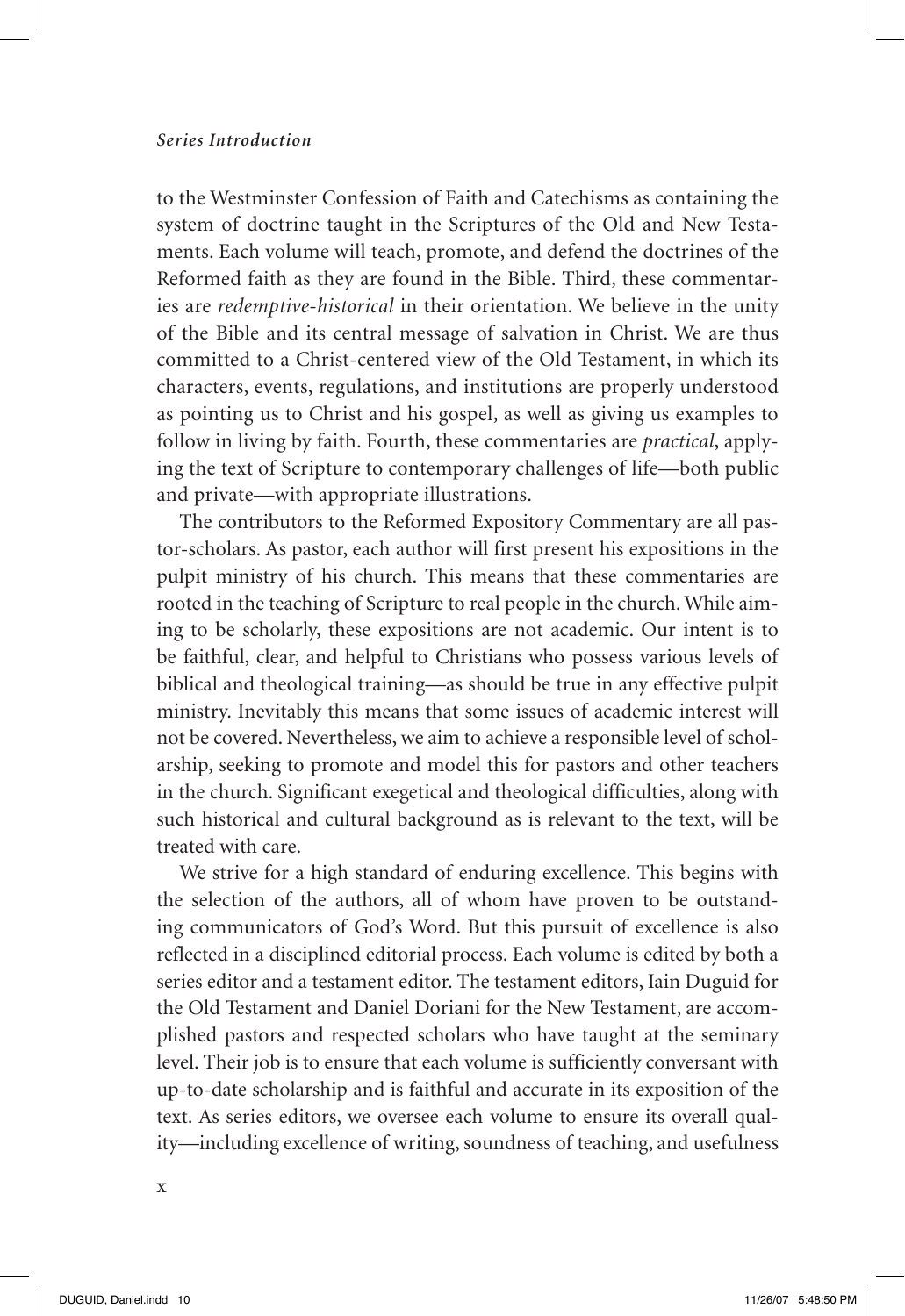to the Westminster Confession of Faith and Catechisms as containing the system of doctrine taught in the Scriptures of the Old and New Testaments. Each volume will teach, promote, and defend the doctrines of the Reformed faith as they are found in the Bible. Third, these commentaries are *redemptive-historical* in their orientation. We believe in the unity of the Bible and its central message of salvation in Christ. We are thus committed to a Christ-centered view of the Old Testament, in which its characters, events, regulations, and institutions are properly understood as pointing us to Christ and his gospel, as well as giving us examples to follow in living by faith. Fourth, these commentaries are *practical*, applying the text of Scripture to contemporary challenges of life—both public and private—with appropriate illustrations.

The contributors to the Reformed Expository Commentary are all pastor-scholars. As pastor, each author will first present his expositions in the pulpit ministry of his church. This means that these commentaries are rooted in the teaching of Scripture to real people in the church. While aiming to be scholarly, these expositions are not academic. Our intent is to be faithful, clear, and helpful to Christians who possess various levels of biblical and theological training—as should be true in any effective pulpit ministry. Inevitably this means that some issues of academic interest will not be covered. Nevertheless, we aim to achieve a responsible level of scholarship, seeking to promote and model this for pastors and other teachers in the church. Significant exegetical and theological difficulties, along with such historical and cultural background as is relevant to the text, will be treated with care.

We strive for a high standard of enduring excellence. This begins with the selection of the authors, all of whom have proven to be outstanding communicators of God's Word. But this pursuit of excellence is also reflected in a disciplined editorial process. Each volume is edited by both a series editor and a testament editor. The testament editors, Iain Duguid for the Old Testament and Daniel Doriani for the New Testament, are accomplished pastors and respected scholars who have taught at the seminary level. Their job is to ensure that each volume is sufficiently conversant with up-to-date scholarship and is faithful and accurate in its exposition of the text. As series editors, we oversee each volume to ensure its overall quality—including excellence of writing, soundness of teaching, and usefulness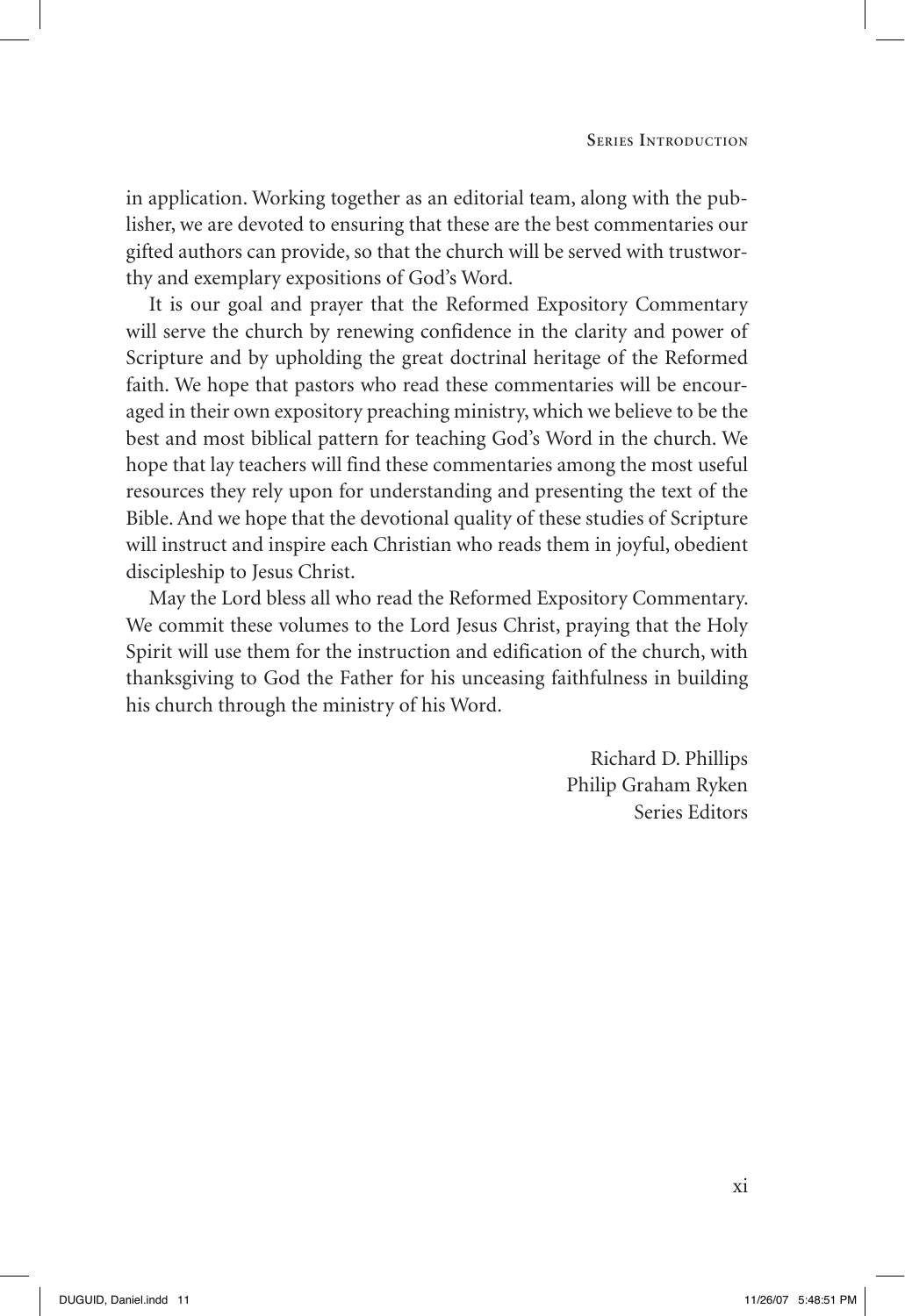in application. Working together as an editorial team, along with the publisher, we are devoted to ensuring that these are the best commentaries our gifted authors can provide, so that the church will be served with trustworthy and exemplary expositions of God's Word.

It is our goal and prayer that the Reformed Expository Commentary will serve the church by renewing confidence in the clarity and power of Scripture and by upholding the great doctrinal heritage of the Reformed faith. We hope that pastors who read these commentaries will be encouraged in their own expository preaching ministry, which we believe to be the best and most biblical pattern for teaching God's Word in the church. We hope that lay teachers will find these commentaries among the most useful resources they rely upon for understanding and presenting the text of the Bible. And we hope that the devotional quality of these studies of Scripture will instruct and inspire each Christian who reads them in joyful, obedient discipleship to Jesus Christ.

May the Lord bless all who read the Reformed Expository Commentary. We commit these volumes to the Lord Jesus Christ, praying that the Holy Spirit will use them for the instruction and edification of the church, with thanksgiving to God the Father for his unceasing faithfulness in building his church through the ministry of his Word.

Richard D. Phillips
Philip Graham Ryken
Series Editors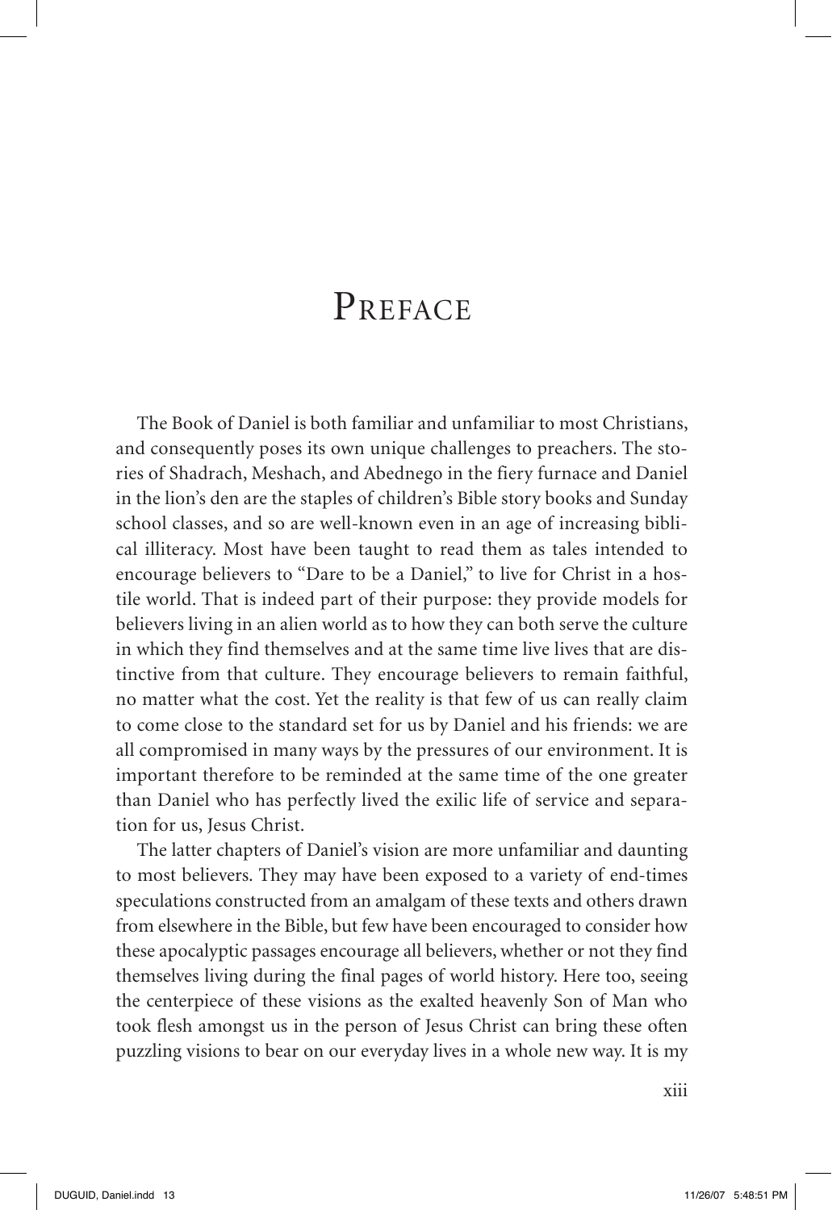# Preface

The Book of Daniel is both familiar and unfamiliar to most Christians, and consequently poses its own unique challenges to preachers. The stories of Shadrach, Meshach, and Abednego in the fiery furnace and Daniel in the lion's den are the staples of children's Bible story books and Sunday school classes, and so are well-known even in an age of increasing biblical illiteracy. Most have been taught to read them as tales intended to encourage believers to "Dare to be a Daniel," to live for Christ in a hostile world. That is indeed part of their purpose: they provide models for believers living in an alien world as to how they can both serve the culture in which they find themselves and at the same time live lives that are distinctive from that culture. They encourage believers to remain faithful, no matter what the cost. Yet the reality is that few of us can really claim to come close to the standard set for us by Daniel and his friends: we are all compromised in many ways by the pressures of our environment. It is important therefore to be reminded at the same time of the one greater than Daniel who has perfectly lived the exilic life of service and separation for us, Jesus Christ.

The latter chapters of Daniel's vision are more unfamiliar and daunting to most believers. They may have been exposed to a variety of end-times speculations constructed from an amalgam of these texts and others drawn from elsewhere in the Bible, but few have been encouraged to consider how these apocalyptic passages encourage all believers, whether or not they find themselves living during the final pages of world history. Here too, seeing the centerpiece of these visions as the exalted heavenly Son of Man who took flesh amongst us in the person of Jesus Christ can bring these often puzzling visions to bear on our everyday lives in a whole new way. It is my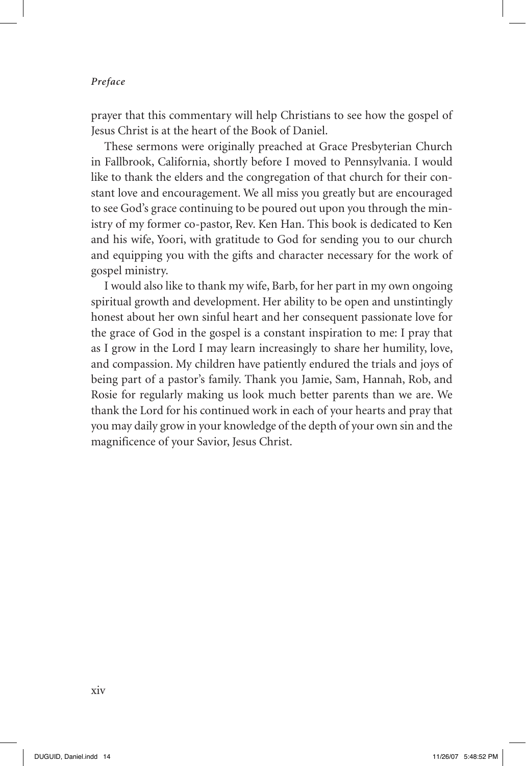prayer that this commentary will help Christians to see how the gospel of Jesus Christ is at the heart of the Book of Daniel.

These sermons were originally preached at Grace Presbyterian Church in Fallbrook, California, shortly before I moved to Pennsylvania. I would like to thank the elders and the congregation of that church for their constant love and encouragement. We all miss you greatly but are encouraged to see God's grace continuing to be poured out upon you through the ministry of my former co-pastor, Rev. Ken Han. This book is dedicated to Ken and his wife, Yoori, with gratitude to God for sending you to our church and equipping you with the gifts and character necessary for the work of gospel ministry.

I would also like to thank my wife, Barb, for her part in my own ongoing spiritual growth and development. Her ability to be open and unstintingly honest about her own sinful heart and her consequent passionate love for the grace of God in the gospel is a constant inspiration to me: I pray that as I grow in the Lord I may learn increasingly to share her humility, love, and compassion. My children have patiently endured the trials and joys of being part of a pastor's family. Thank you Jamie, Sam, Hannah, Rob, and Rosie for regularly making us look much better parents than we are. We thank the Lord for his continued work in each of your hearts and pray that you may daily grow in your knowledge of the depth of your own sin and the magnificence of your Savior, Jesus Christ.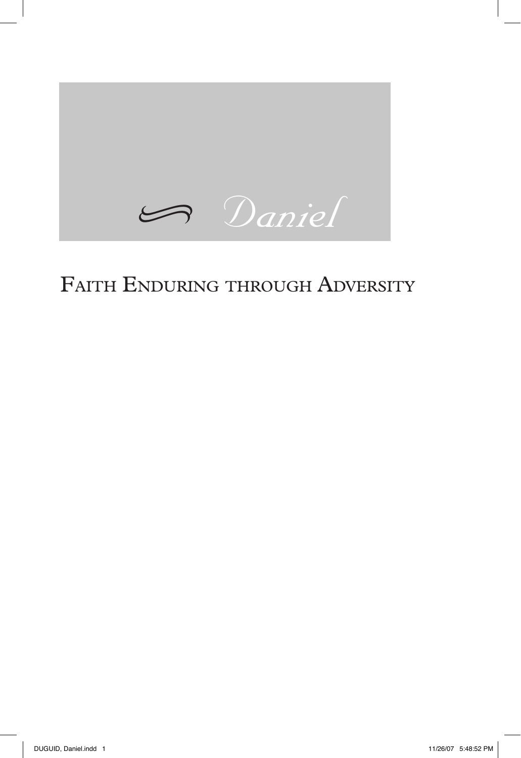# *Daniel*

## Faith Enduring through Adversity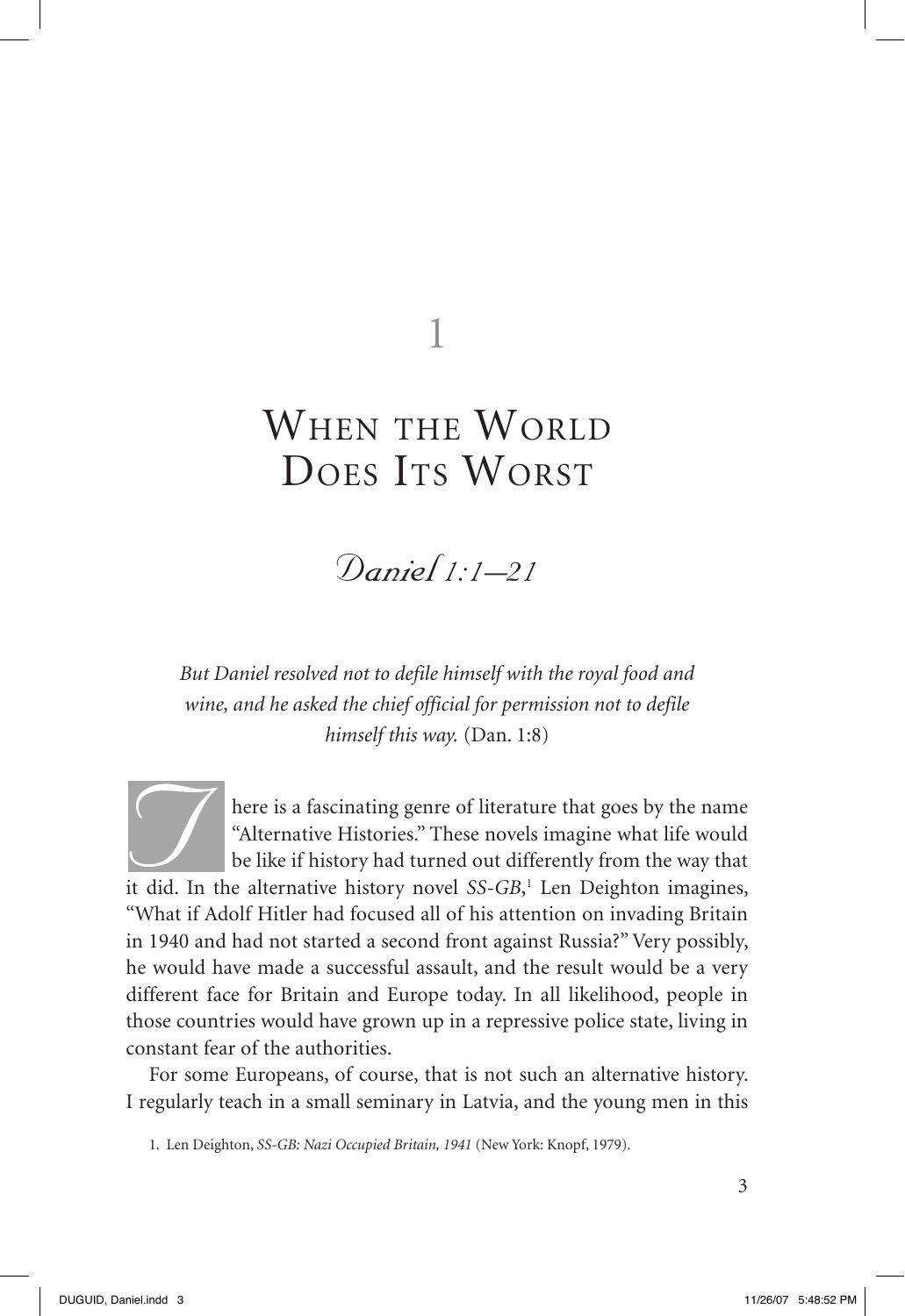# 1

# When the World Does Its Worst

## *Daniel 1:1–21*

*But Daniel resolved not to defile himself with the royal food and wine, and he asked the chief official for permission not to defile himself this way.* (Dan. 1:8)

There is a fascinating genre of literature that goes by the name "Alternative Histories." These novels imagine what life would be like if history had turned out differently from the way that it did. In the alternative history novel *SS-GB*,[1] Len Deighton imagines, "What if Adolf Hitler had focused all of his attention on invading Britain in 1940 and had not started a second front against Russia?" Very possibly, he would have made a successful assault, and the result would be a very different face for Britain and Europe today. In all likelihood, people in those countries would have grown up in a repressive police state, living in constant fear of the authorities.

For some Europeans, of course, that is not such an alternative history. I regularly teach in a small seminary in Latvia, and the young men in this

1. Len Deighton, *SS-GB: Nazi Occupied Britain, 1941* (New York: Knopf, 1979).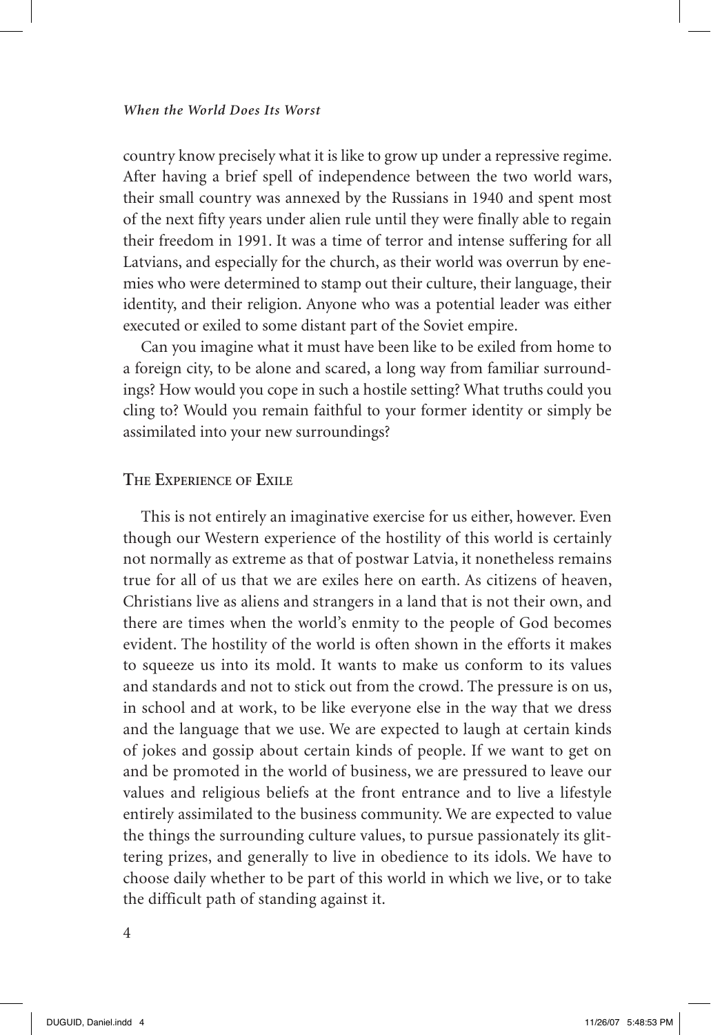country know precisely what it is like to grow up under a repressive regime. After having a brief spell of independence between the two world wars, their small country was annexed by the Russians in 1940 and spent most of the next fifty years under alien rule until they were finally able to regain their freedom in 1991. It was a time of terror and intense suffering for all Latvians, and especially for the church, as their world was overrun by enemies who were determined to stamp out their culture, their language, their identity, and their religion. Anyone who was a potential leader was either executed or exiled to some distant part of the Soviet empire.

Can you imagine what it must have been like to be exiled from home to a foreign city, to be alone and scared, a long way from familiar surroundings? How would you cope in such a hostile setting? What truths could you cling to? Would you remain faithful to your former identity or simply be assimilated into your new surroundings?

## The Experience of Exile

This is not entirely an imaginative exercise for us either, however. Even though our Western experience of the hostility of this world is certainly not normally as extreme as that of postwar Latvia, it nonetheless remains true for all of us that we are exiles here on earth. As citizens of heaven, Christians live as aliens and strangers in a land that is not their own, and there are times when the world's enmity to the people of God becomes evident. The hostility of the world is often shown in the efforts it makes to squeeze us into its mold. It wants to make us conform to its values and standards and not to stick out from the crowd. The pressure is on us, in school and at work, to be like everyone else in the way that we dress and the language that we use. We are expected to laugh at certain kinds of jokes and gossip about certain kinds of people. If we want to get on and be promoted in the world of business, we are pressured to leave our values and religious beliefs at the front entrance and to live a lifestyle entirely assimilated to the business community. We are expected to value the things the surrounding culture values, to pursue passionately its glittering prizes, and generally to live in obedience to its idols. We have to choose daily whether to be part of this world in which we live, or to take the difficult path of standing against it.